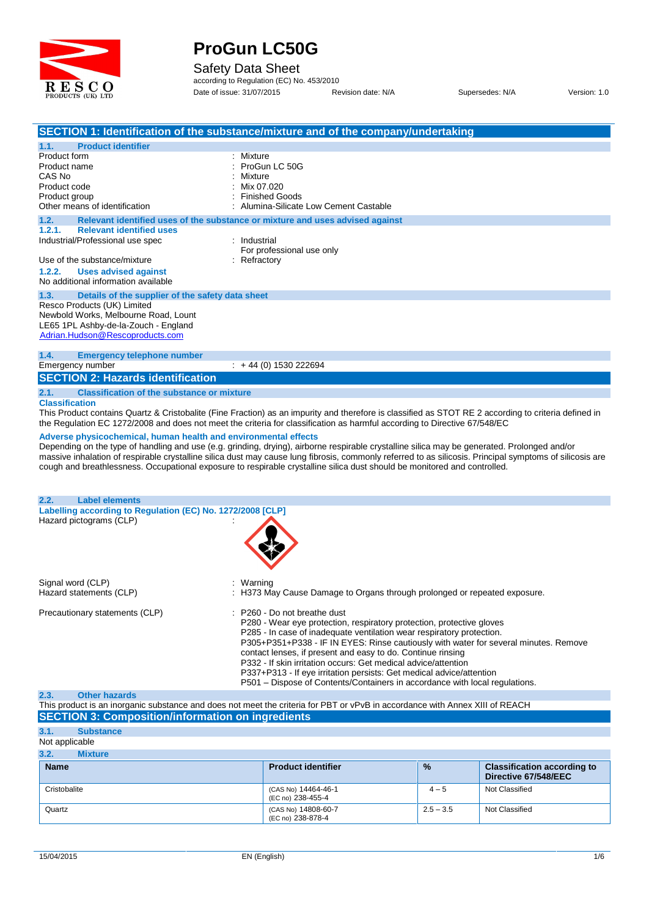# ProGun LC50G

Safety Data Sheet

according to Regulation (EC) No. 453/2010

Date of issue: 31/07/2015 Revision date: N/A Supersedes: N/A Version: 1.0

## SECTION 1: Identification of the substance/mixture and of the company/undertaking

### 1.1. Product identifier

Product form : Mixture
Product name : ProGun LC 50G
CAS No : Mixture
Product code : Mix 07.020
Product group : Finished Goods
Other means of identification : Alumina-Silicate Low Cement Castable

### 1.2. Relevant identified uses of the substance or mixture and uses advised against

#### 1.2.1. Relevant identified uses

Industrial/Professional use spec : Industrial
For professional use only
Use of the substance/mixture : Refractory

#### 1.2.2. Uses advised against

No additional information available

### 1.3. Details of the supplier of the safety data sheet

Resco Products (UK) Limited
Newbold Works, Melbourne Road, Lount
LE65 1PL Ashby-de-la-Zouch - England
Adrian.Hudson@Rescoproducts.com

### 1.4. Emergency telephone number

Emergency number : + 44 (0) 1530 222694

## SECTION 2: Hazards identification

### 2.1. Classification of the substance or mixture

**Classification**

This Product contains Quartz & Cristobalite (Fine Fraction) as an impurity and therefore is classified as STOT RE 2 according to criteria defined in the Regulation EC 1272/2008 and does not meet the criteria for classification as harmful according to Directive 67/548/EC

**Adverse physicochemical, human health and environmental effects**

Depending on the type of handling and use (e.g. grinding, drying), airborne respirable crystalline silica may be generated. Prolonged and/or massive inhalation of respirable crystalline silica dust may cause lung fibrosis, commonly referred to as silicosis. Principal symptoms of silicosis are cough and breathlessness. Occupational exposure to respirable crystalline silica dust should be monitored and controlled.

### 2.2. Label elements

**Labelling according to Regulation (EC) No. 1272/2008 [CLP]**

Hazard pictograms (CLP) :

Signal word (CLP) : Warning
Hazard statements (CLP) : H373 May Cause Damage to Organs through prolonged or repeated exposure.

Precautionary statements (CLP) :
- P260 - Do not breathe dust
- P280 - Wear eye protection, respiratory protection, protective gloves
- P285 - In case of inadequate ventilation wear respiratory protection.
- P305+P351+P338 - IF IN EYES: Rinse cautiously with water for several minutes. Remove contact lenses, if present and easy to do. Continue rinsing
- P332 - If skin irritation occurs: Get medical advice/attention
- P337+P313 - If eye irritation persists: Get medical advice/attention
- P501 – Dispose of Contents/Containers in accordance with local regulations.

### 2.3. Other hazards

This product is an inorganic substance and does not meet the criteria for PBT or vPvB in accordance with Annex XIII of REACH

## SECTION 3: Composition/information on ingredients

### 3.1. Substance

Not applicable

### 3.2. Mixture

| Name | Product identifier | % | Classification according to Directive 67/548/EEC |
|---|---|---|---|
| Cristobalite | (CAS No) 14464-46-1<br>(EC no) 238-455-4 | 4 – 5 | Not Classified |
| Quartz | (CAS No) 14808-60-7<br>(EC no) 238-878-4 | 2.5 – 3.5 | Not Classified |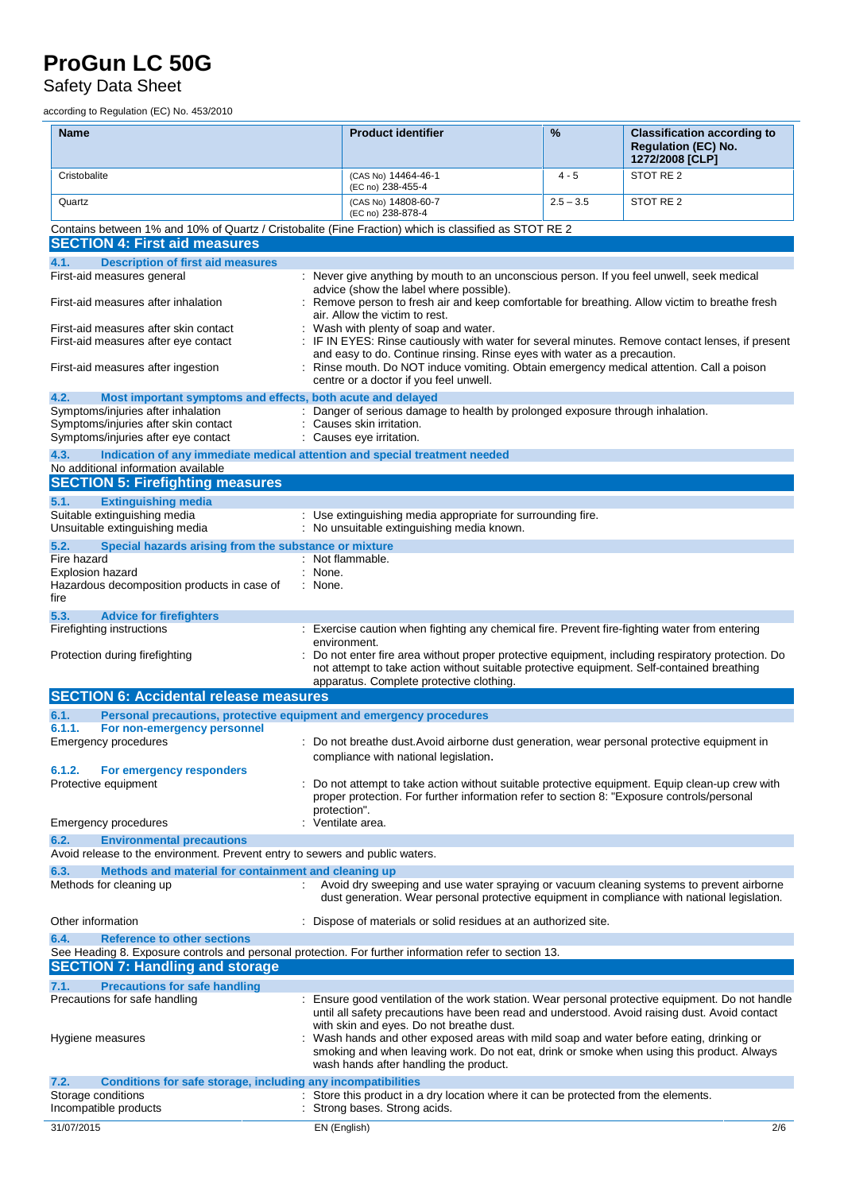| Name | Product identifier | % | Classification according to Regulation (EC) No. 1272/2008 [CLP] |
|---|---|---|---|
| Cristobalite | (CAS No) 14464-46-1 (EC no) 238-455-4 | 4 - 5 | STOT RE 2 |
| Quartz | (CAS No) 14808-60-7 (EC no) 238-878-4 | 2.5 – 3.5 | STOT RE 2 |

Contains between 1% and 10% of Quartz / Cristobalite (Fine Fraction) which is classified as STOT RE 2

## SECTION 4: First aid measures

### 4.1. Description of first aid measures

First-aid measures general : Never give anything by mouth to an unconscious person. If you feel unwell, seek medical advice (show the label where possible).

First-aid measures after inhalation : Remove person to fresh air and keep comfortable for breathing. Allow victim to breathe fresh air. Allow the victim to rest.

First-aid measures after skin contact : Wash with plenty of soap and water.

First-aid measures after eye contact : IF IN EYES: Rinse cautiously with water for several minutes. Remove contact lenses, if present and easy to do. Continue rinsing. Rinse eyes with water as a precaution.

First-aid measures after ingestion : Rinse mouth. Do NOT induce vomiting. Obtain emergency medical attention. Call a poison centre or a doctor if you feel unwell.

### 4.2. Most important symptoms and effects, both acute and delayed

Symptoms/injuries after inhalation : Danger of serious damage to health by prolonged exposure through inhalation.

Symptoms/injuries after skin contact : Causes skin irritation.

Symptoms/injuries after eye contact : Causes eye irritation.

### 4.3. Indication of any immediate medical attention and special treatment needed

No additional information available

## SECTION 5: Firefighting measures

### 5.1. Extinguishing media

Suitable extinguishing media : Use extinguishing media appropriate for surrounding fire.

Unsuitable extinguishing media : No unsuitable extinguishing media known.

### 5.2. Special hazards arising from the substance or mixture

Fire hazard : Not flammable.

Explosion hazard : None.

Hazardous decomposition products in case of fire : None.

### 5.3. Advice for firefighters

Firefighting instructions : Exercise caution when fighting any chemical fire. Prevent fire-fighting water from entering environment.

Protection during firefighting : Do not enter fire area without proper protective equipment, including respiratory protection. Do not attempt to take action without suitable protective equipment. Self-contained breathing apparatus. Complete protective clothing.

## SECTION 6: Accidental release measures

### 6.1. Personal precautions, protective equipment and emergency procedures

#### 6.1.1. For non-emergency personnel

Emergency procedures : Do not breathe dust.Avoid airborne dust generation, wear personal protective equipment in compliance with national legislation.

#### 6.1.2. For emergency responders

Protective equipment : Do not attempt to take action without suitable protective equipment. Equip clean-up crew with proper protection. For further information refer to section 8: "Exposure controls/personal protection".

Emergency procedures : Ventilate area.

### 6.2. Environmental precautions

Avoid release to the environment. Prevent entry to sewers and public waters.

### 6.3. Methods and material for containment and cleaning up

Methods for cleaning up : Avoid dry sweeping and use water spraying or vacuum cleaning systems to prevent airborne dust generation. Wear personal protective equipment in compliance with national legislation.

Other information : Dispose of materials or solid residues at an authorized site.

### 6.4. Reference to other sections

See Heading 8. Exposure controls and personal protection. For further information refer to section 13.

## SECTION 7: Handling and storage

### 7.1. Precautions for safe handling

Precautions for safe handling : Ensure good ventilation of the work station. Wear personal protective equipment. Do not handle until all safety precautions have been read and understood. Avoid raising dust. Avoid contact with skin and eyes. Do not breathe dust.

Hygiene measures : Wash hands and other exposed areas with mild soap and water before eating, drinking or smoking and when leaving work. Do not eat, drink or smoke when using this product. Always wash hands after handling the product.

### 7.2. Conditions for safe storage, including any incompatibilities

Storage conditions : Store this product in a dry location where it can be protected from the elements.

Incompatible products : Strong bases. Strong acids.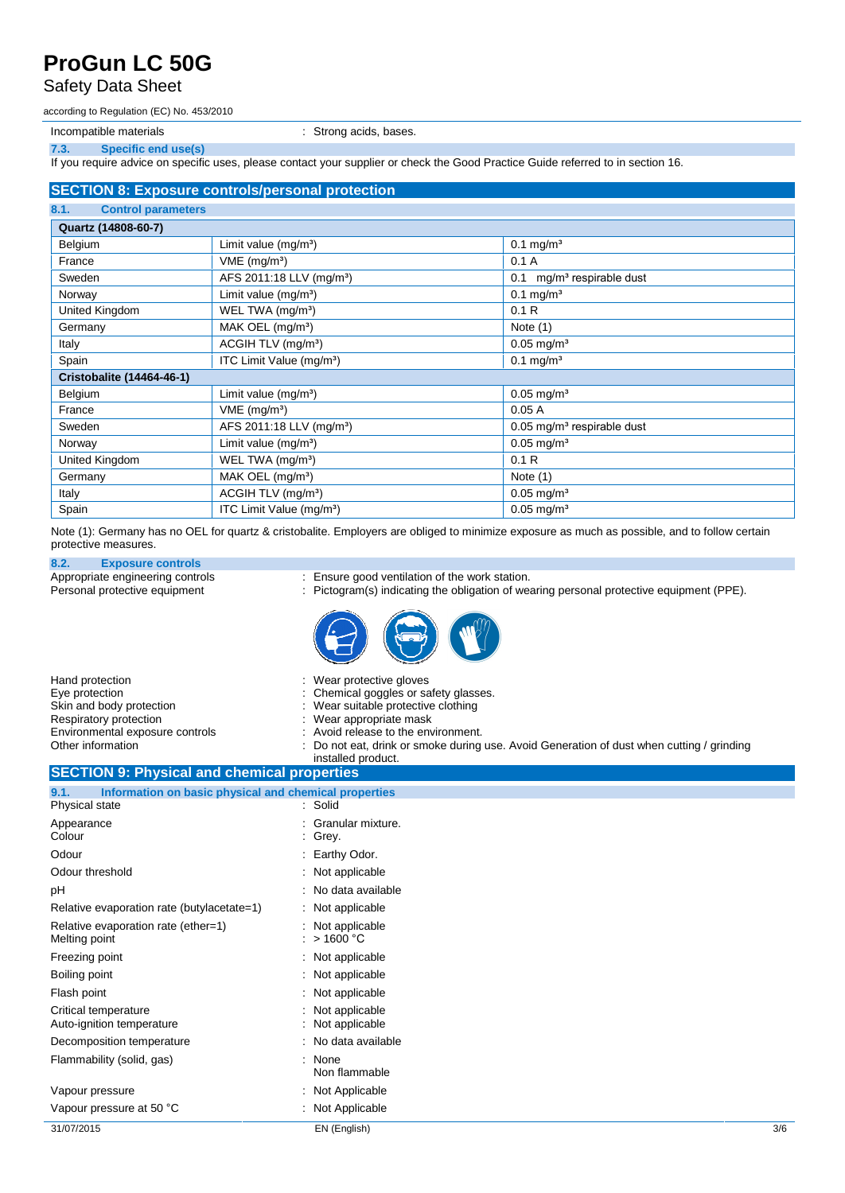Incompatible materials : Strong acids, bases.

### 7.3. Specific end use(s)

If you require advice on specific uses, please contact your supplier or check the Good Practice Guide referred to in section 16.

## SECTION 8: Exposure controls/personal protection

### 8.1. Control parameters

| Quartz (14808-60-7) | | |
|---|---|---|
| Belgium | Limit value (mg/m³) | 0.1 mg/m³ |
| France | VME (mg/m³) | 0.1 A |
| Sweden | AFS 2011:18 LLV (mg/m³) | 0.1 mg/m³ respirable dust |
| Norway | Limit value (mg/m³) | 0.1 mg/m³ |
| United Kingdom | WEL TWA (mg/m³) | 0.1 R |
| Germany | MAK OEL (mg/m³) | Note (1) |
| Italy | ACGIH TLV (mg/m³) | 0.05 mg/m³ |
| Spain | ITC Limit Value (mg/m³) | 0.1 mg/m³ |
| **Cristobalite (14464-46-1)** | | |
| Belgium | Limit value (mg/m³) | 0.05 mg/m³ |
| France | VME (mg/m³) | 0.05 A |
| Sweden | AFS 2011:18 LLV (mg/m³) | 0.05 mg/m³ respirable dust |
| Norway | Limit value (mg/m³) | 0.05 mg/m³ |
| United Kingdom | WEL TWA (mg/m³) | 0.1 R |
| Germany | MAK OEL (mg/m³) | Note (1) |
| Italy | ACGIH TLV (mg/m³) | 0.05 mg/m³ |
| Spain | ITC Limit Value (mg/m³) | 0.05 mg/m³ |

Note (1): Germany has no OEL for quartz & cristobalite. Employers are obliged to minimize exposure as much as possible, and to follow certain protective measures.

### 8.2. Exposure controls

Appropriate engineering controls : Ensure good ventilation of the work station.

Personal protective equipment : Pictogram(s) indicating the obligation of wearing personal protective equipment (PPE).

Hand protection : Wear protective gloves

Eye protection : Chemical goggles or safety glasses.

Skin and body protection : Wear suitable protective clothing

Respiratory protection : Wear appropriate mask

Environmental exposure controls : Avoid release to the environment.

Other information : Do not eat, drink or smoke during use. Avoid Generation of dust when cutting / grinding installed product.

## SECTION 9: Physical and chemical properties

### 9.1. Information on basic physical and chemical properties

Physical state : Solid

Appearance : Granular mixture.

Colour : Grey.

Odour : Earthy Odor.

Odour threshold : Not applicable

pH : No data available

Relative evaporation rate (butylacetate=1) : Not applicable

Relative evaporation rate (ether=1) : Not applicable

Melting point : > 1600 °C

Freezing point : Not applicable

Boiling point : Not applicable

Flash point : Not applicable

Critical temperature : Not applicable

Auto-ignition temperature : Not applicable

Decomposition temperature : No data available

Flammability (solid, gas) : None
Non flammable

Vapour pressure : Not Applicable

Vapour pressure at 50 °C : Not Applicable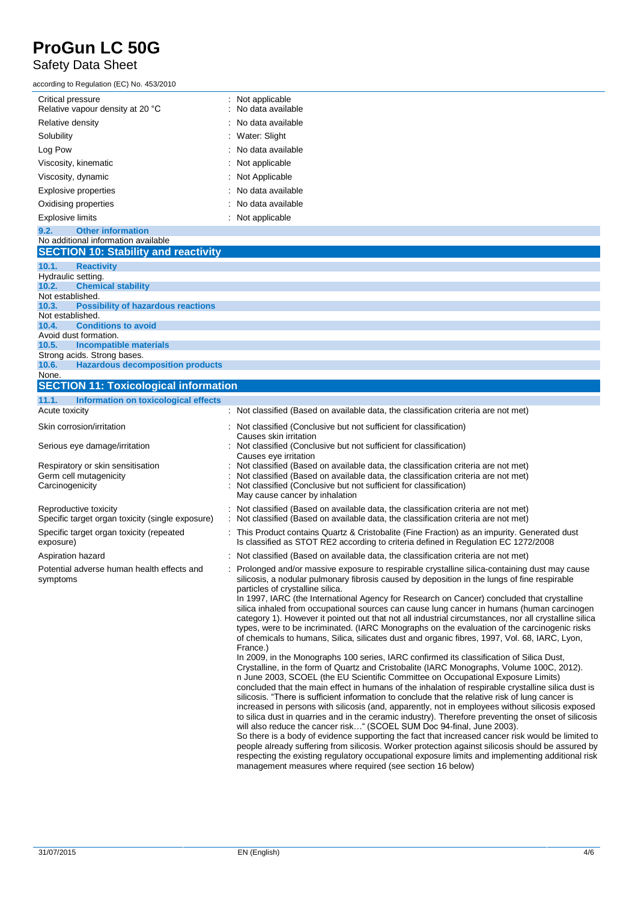| | |
|---|---|
| Critical pressure | : Not applicable |
| Relative vapour density at 20 °C | : No data available |
| Relative density | : No data available |
| Solubility | : Water: Slight |
| Log Pow | : No data available |
| Viscosity, kinematic | : Not applicable |
| Viscosity, dynamic | : Not Applicable |
| Explosive properties | : No data available |
| Oxidising properties | : No data available |
| Explosive limits | : Not applicable |

### 9.2. Other information

No additional information available

## SECTION 10: Stability and reactivity

### 10.1. Reactivity

Hydraulic setting.

### 10.2. Chemical stability

Not established.

### 10.3. Possibility of hazardous reactions

Not established.

### 10.4. Conditions to avoid

Avoid dust formation.

### 10.5. Incompatible materials

Strong acids. Strong bases.

### 10.6. Hazardous decomposition products

None.

## SECTION 11: Toxicological information

### 11.1. Information on toxicological effects

| | |
|---|---|
| Acute toxicity | : Not classified (Based on available data, the classification criteria are not met) |
| Skin corrosion/irritation | : Not classified (Conclusive but not sufficient for classification)<br>Causes skin irritation |
| Serious eye damage/irritation | : Not classified (Conclusive but not sufficient for classification)<br>Causes eye irritation |
| Respiratory or skin sensitisation | : Not classified (Based on available data, the classification criteria are not met) |
| Germ cell mutagenicity | : Not classified (Based on available data, the classification criteria are not met) |
| Carcinogenicity | : Not classified (Conclusive but not sufficient for classification)<br>May cause cancer by inhalation |
| Reproductive toxicity | : Not classified (Based on available data, the classification criteria are not met) |
| Specific target organ toxicity (single exposure) | : Not classified (Based on available data, the classification criteria are not met) |
| Specific target organ toxicity (repeated exposure) | : This Product contains Quartz & Cristobalite (Fine Fraction) as an impurity. Generated dust Is classified as STOT RE2 according to criteria defined in Regulation EC 1272/2008 |
| Aspiration hazard | : Not classified (Based on available data, the classification criteria are not met) |
| Potential adverse human health effects and symptoms | : Prolonged and/or massive exposure to respirable crystalline silica-containing dust may cause silicosis, a nodular pulmonary fibrosis caused by deposition in the lungs of fine respirable particles of crystalline silica.<br>In 1997, IARC (the International Agency for Research on Cancer) concluded that crystalline silica inhaled from occupational sources can cause lung cancer in humans (human carcinogen category 1). However it pointed out that not all industrial circumstances, nor all crystalline silica types, were to be incriminated. (IARC Monographs on the evaluation of the carcinogenic risks of chemicals to humans, Silica, silicates dust and organic fibres, 1997, Vol. 68, IARC, Lyon, France.)<br>In 2009, in the Monographs 100 series, IARC confirmed its classification of Silica Dust, Crystalline, in the form of Quartz and Cristobalite (IARC Monographs, Volume 100C, 2012).<br>n June 2003, SCOEL (the EU Scientific Committee on Occupational Exposure Limits) concluded that the main effect in humans of the inhalation of respirable crystalline silica dust is silicosis. "There is sufficient information to conclude that the relative risk of lung cancer is increased in persons with silicosis (and, apparently, not in employees without silicosis exposed to silica dust in quarries and in the ceramic industry). Therefore preventing the onset of silicosis will also reduce the cancer risk…" (SCOEL SUM Doc 94-final, June 2003).<br>So there is a body of evidence supporting the fact that increased cancer risk would be limited to people already suffering from silicosis. Worker protection against silicosis should be assured by respecting the existing regulatory occupational exposure limits and implementing additional risk management measures where required (see section 16 below) |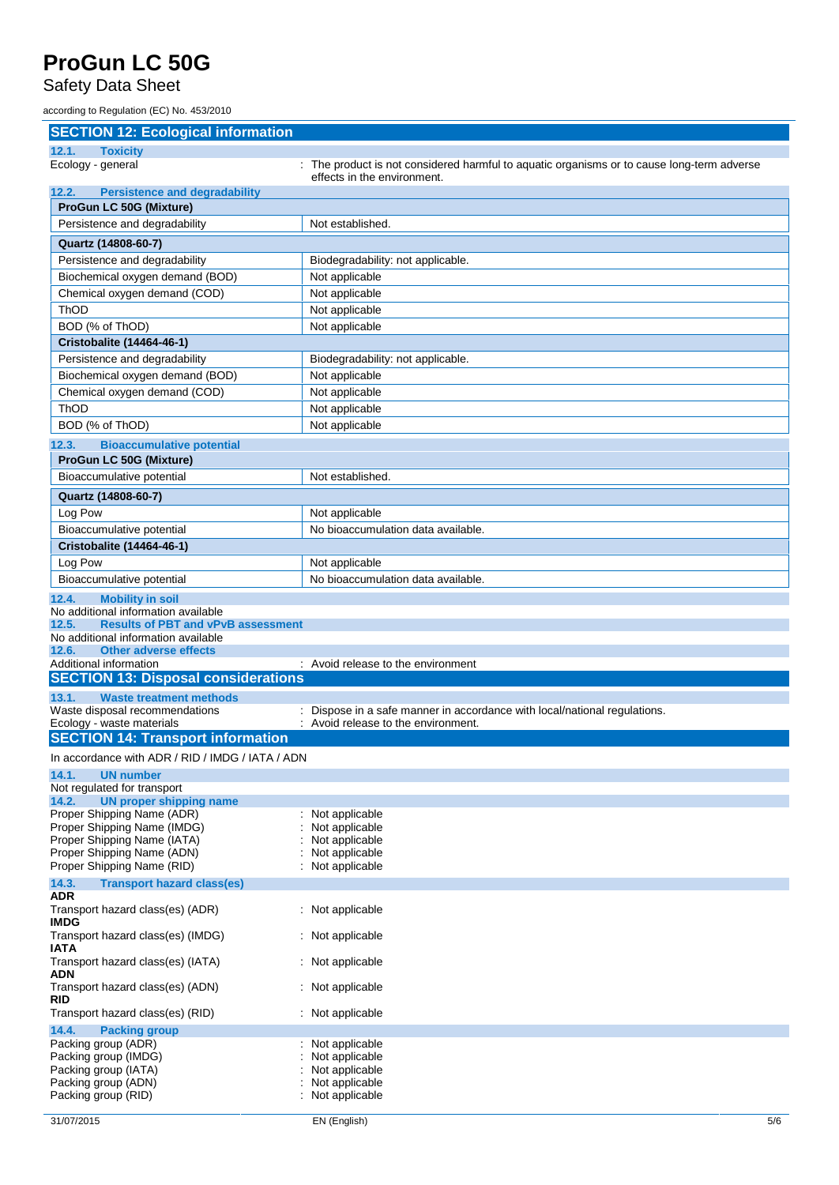## SECTION 12: Ecological information

### 12.1. Toxicity

Ecology - general : The product is not considered harmful to aquatic organisms or to cause long-term adverse effects in the environment.

### 12.2. Persistence and degradability

| ProGun LC 50G (Mixture) | |
|---|---|
| Persistence and degradability | Not established. |

| Quartz (14808-60-7) | |
|---|---|
| Persistence and degradability | Biodegradability: not applicable. |
| Biochemical oxygen demand (BOD) | Not applicable |
| Chemical oxygen demand (COD) | Not applicable |
| ThOD | Not applicable |
| BOD (% of ThOD) | Not applicable |

| Cristobalite (14464-46-1) | |
|---|---|
| Persistence and degradability | Biodegradability: not applicable. |
| Biochemical oxygen demand (BOD) | Not applicable |
| Chemical oxygen demand (COD) | Not applicable |
| ThOD | Not applicable |
| BOD (% of ThOD) | Not applicable |

### 12.3. Bioaccumulative potential

| ProGun LC 50G (Mixture) | |
|---|---|
| Bioaccumulative potential | Not established. |

| Quartz (14808-60-7) | |
|---|---|
| Log Pow | Not applicable |
| Bioaccumulative potential | No bioaccumulation data available. |

| Cristobalite (14464-46-1) | |
|---|---|
| Log Pow | Not applicable |
| Bioaccumulative potential | No bioaccumulation data available. |

### 12.4. Mobility in soil

No additional information available

### 12.5. Results of PBT and vPvB assessment

No additional information available

### 12.6. Other adverse effects

Additional information : Avoid release to the environment

## SECTION 13: Disposal considerations

### 13.1. Waste treatment methods

Waste disposal recommendations : Dispose in a safe manner in accordance with local/national regulations.

Ecology - waste materials : Avoid release to the environment.

## SECTION 14: Transport information

In accordance with ADR / RID / IMDG / IATA / ADN

### 14.1. UN number

Not regulated for transport

### 14.2. UN proper shipping name

Proper Shipping Name (ADR) : Not applicable
Proper Shipping Name (IMDG) : Not applicable
Proper Shipping Name (IATA) : Not applicable
Proper Shipping Name (ADN) : Not applicable
Proper Shipping Name (RID) : Not applicable

### 14.3. Transport hazard class(es)

**ADR**
Transport hazard class(es) (ADR) : Not applicable

**IMDG**
Transport hazard class(es) (IMDG) : Not applicable

**IATA**
Transport hazard class(es) (IATA) : Not applicable

**ADN**
Transport hazard class(es) (ADN) : Not applicable

**RID**
Transport hazard class(es) (RID) : Not applicable

### 14.4. Packing group

Packing group (ADR) : Not applicable
Packing group (IMDG) : Not applicable
Packing group (IATA) : Not applicable
Packing group (ADN) : Not applicable
Packing group (RID) : Not applicable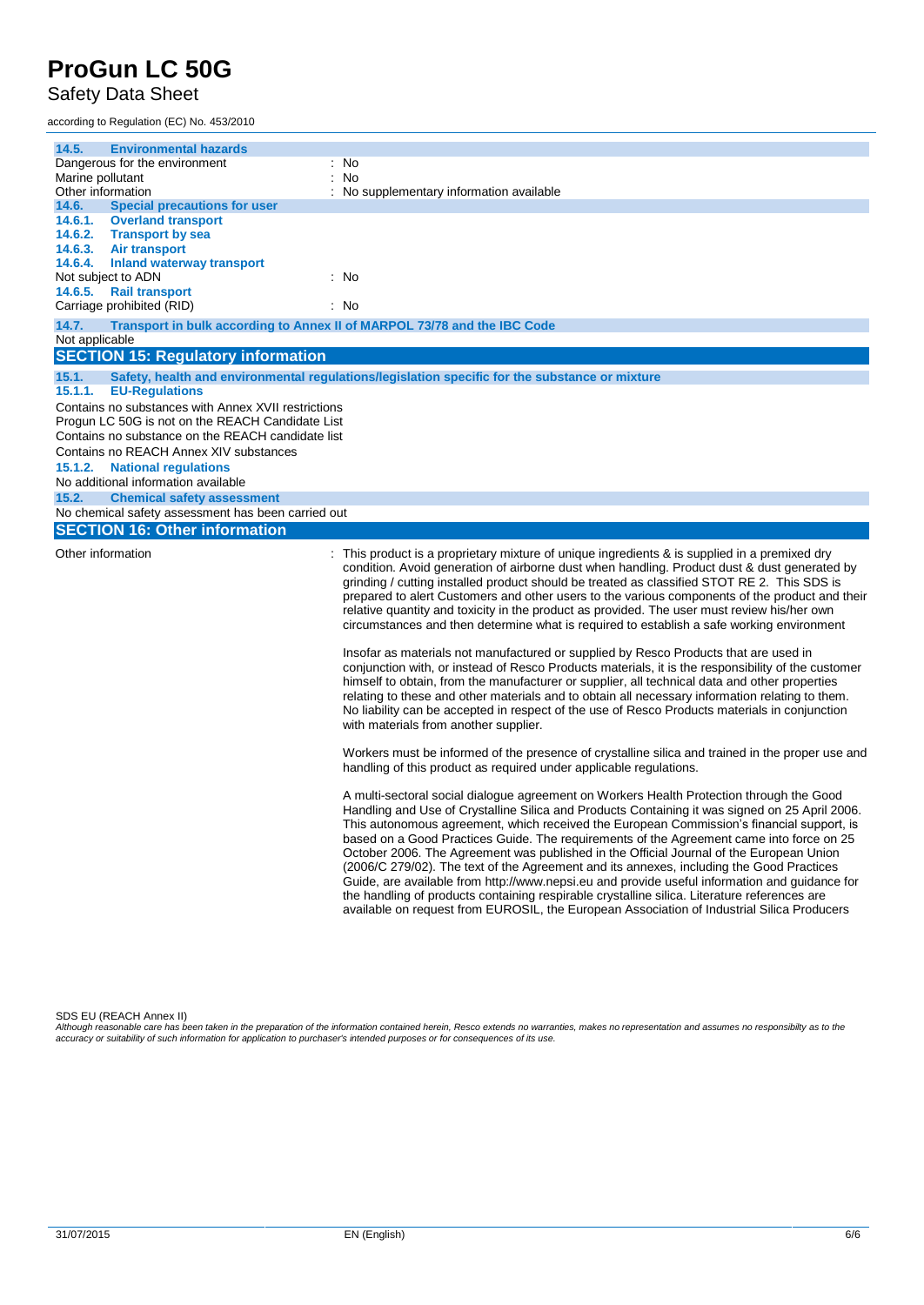# ProGun LC 50G

Safety Data Sheet

according to Regulation (EC) No. 453/2010

### 14.5. Environmental hazards

| | |
|---|---|
| Dangerous for the environment | : No |
| Marine pollutant | : No |
| Other information | : No supplementary information available |

### 14.6. Special precautions for user

**14.6.1. Overland transport**

**14.6.2. Transport by sea**

**14.6.3. Air transport**

**14.6.4. Inland waterway transport**

| | |
|---|---|
| Not subject to ADN | : No |

**14.6.5. Rail transport**

| | |
|---|---|
| Carriage prohibited (RID) | : No |

### 14.7. Transport in bulk according to Annex II of MARPOL 73/78 and the IBC Code

Not applicable

## SECTION 15: Regulatory information

### 15.1. Safety, health and environmental regulations/legislation specific for the substance or mixture

**15.1.1. EU-Regulations**

Contains no substances with Annex XVII restrictions
Progun LC 50G is not on the REACH Candidate List
Contains no substance on the REACH candidate list
Contains no REACH Annex XIV substances

**15.1.2. National regulations**

No additional information available

### 15.2. Chemical safety assessment

No chemical safety assessment has been carried out

## SECTION 16: Other information

Other information : This product is a proprietary mixture of unique ingredients & is supplied in a premixed dry condition. Avoid generation of airborne dust when handling. Product dust & dust generated by grinding / cutting installed product should be treated as classified STOT RE 2. This SDS is prepared to alert Customers and other users to the various components of the product and their relative quantity and toxicity in the product as provided. The user must review his/her own circumstances and then determine what is required to establish a safe working environment

Insofar as materials not manufactured or supplied by Resco Products that are used in conjunction with, or instead of Resco Products materials, it is the responsibility of the customer himself to obtain, from the manufacturer or supplier, all technical data and other properties relating to these and other materials and to obtain all necessary information relating to them. No liability can be accepted in respect of the use of Resco Products materials in conjunction with materials from another supplier.

Workers must be informed of the presence of crystalline silica and trained in the proper use and handling of this product as required under applicable regulations.

A multi-sectoral social dialogue agreement on Workers Health Protection through the Good Handling and Use of Crystalline Silica and Products Containing it was signed on 25 April 2006. This autonomous agreement, which received the European Commission's financial support, is based on a Good Practices Guide. The requirements of the Agreement came into force on 25 October 2006. The Agreement was published in the Official Journal of the European Union (2006/C 279/02). The text of the Agreement and its annexes, including the Good Practices Guide, are available from http://www.nepsi.eu and provide useful information and guidance for the handling of products containing respirable crystalline silica. Literature references are available on request from EUROSIL, the European Association of Industrial Silica Producers

SDS EU (REACH Annex II)

*Although reasonable care has been taken in the preparation of the information contained herein, Resco extends no warranties, makes no representation and assumes no responsibilty as to the accuracy or suitability of such information for application to purchaser's intended purposes or for consequences of its use.*

31/07/2015 EN (English)